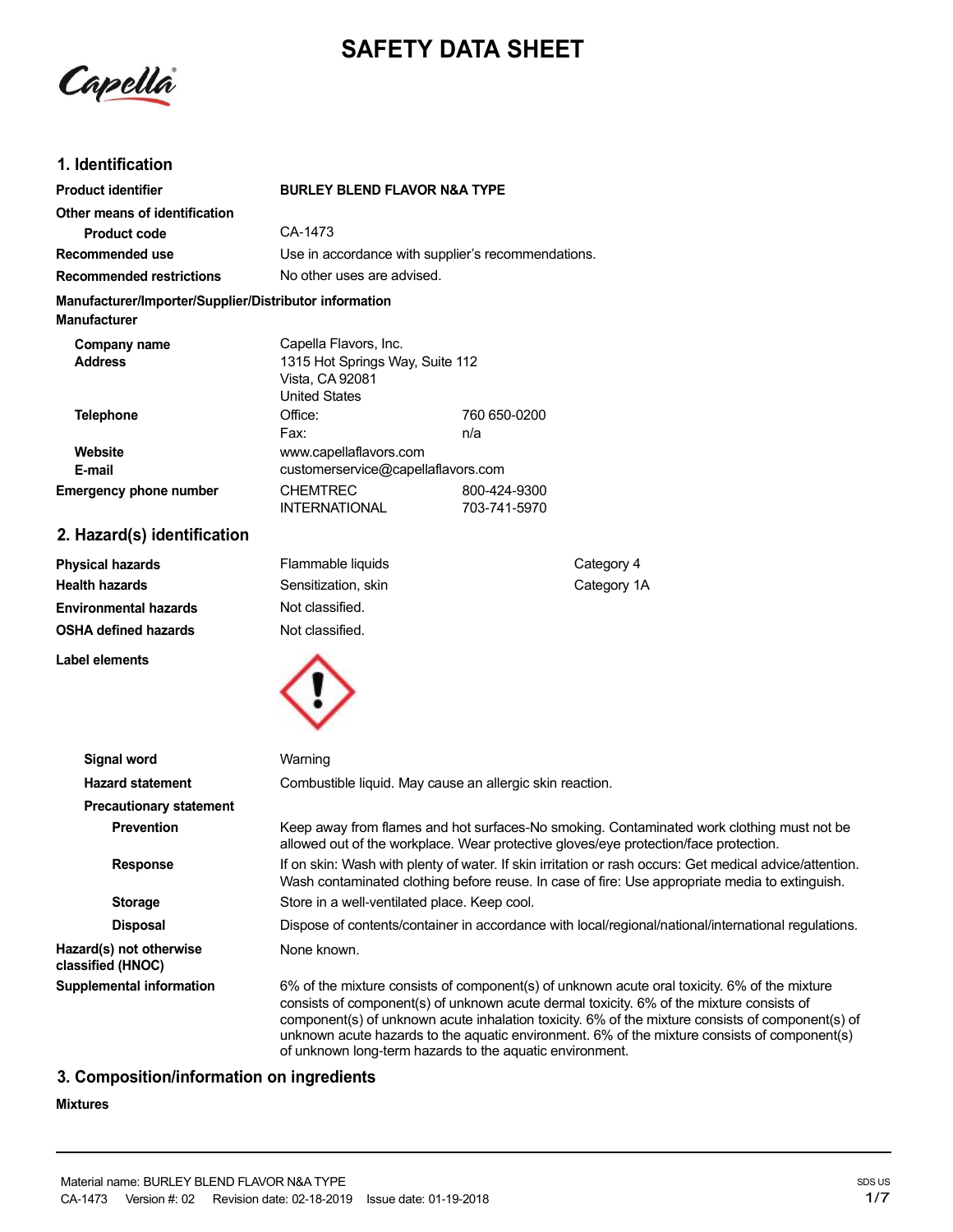# SAFETY DATA SHEET

## 1. Identification

| | | |
|---|---|---|
| **Product identifier** | **BURLEY BLEND FLAVOR N&A TYPE** | |
| **Other means of identification** | | |
| **Product code** | CA-1473 | |
| **Recommended use** | Use in accordance with supplier's recommendations. | |
| **Recommended restrictions** | No other uses are advised. | |

**Manufacturer/Importer/Supplier/Distributor information**

**Manufacturer**

| | | |
|---|---|---|
| **Company name** | Capella Flavors, Inc. | |
| **Address** | 1315 Hot Springs Way, Suite 112<br>Vista, CA 92081<br>United States | |
| **Telephone** | Office: | 760 650-0200 |
| | Fax: | n/a |
| **Website** | www.capellaflavors.com | |
| **E-mail** | customerservice@capellaflavors.com | |
| **Emergency phone number** | CHEMTREC | 800-424-9300 |
| | INTERNATIONAL | 703-741-5970 |

## 2. Hazard(s) identification

| | | |
|---|---|---|
| **Physical hazards** | Flammable liquids | Category 4 |
| **Health hazards** | Sensitization, skin | Category 1A |
| **Environmental hazards** | Not classified. | |
| **OSHA defined hazards** | Not classified. | |

**Label elements**

| | |
|---|---|
| **Signal word** | Warning |
| **Hazard statement** | Combustible liquid. May cause an allergic skin reaction. |
| **Precautionary statement** | |
| **Prevention** | Keep away from flames and hot surfaces-No smoking. Contaminated work clothing must not be allowed out of the workplace. Wear protective gloves/eye protection/face protection. |
| **Response** | If on skin: Wash with plenty of water. If skin irritation or rash occurs: Get medical advice/attention. Wash contaminated clothing before reuse. In case of fire: Use appropriate media to extinguish. |
| **Storage** | Store in a well-ventilated place. Keep cool. |
| **Disposal** | Dispose of contents/container in accordance with local/regional/national/international regulations. |
| **Hazard(s) not otherwise classified (HNOC)** | None known. |
| **Supplemental information** | 6% of the mixture consists of component(s) of unknown acute oral toxicity. 6% of the mixture consists of component(s) of unknown acute dermal toxicity. 6% of the mixture consists of component(s) of unknown acute inhalation toxicity. 6% of the mixture consists of component(s) of unknown acute hazards to the aquatic environment. 6% of the mixture consists of component(s) of unknown long-term hazards to the aquatic environment. |

## 3. Composition/information on ingredients

**Mixtures**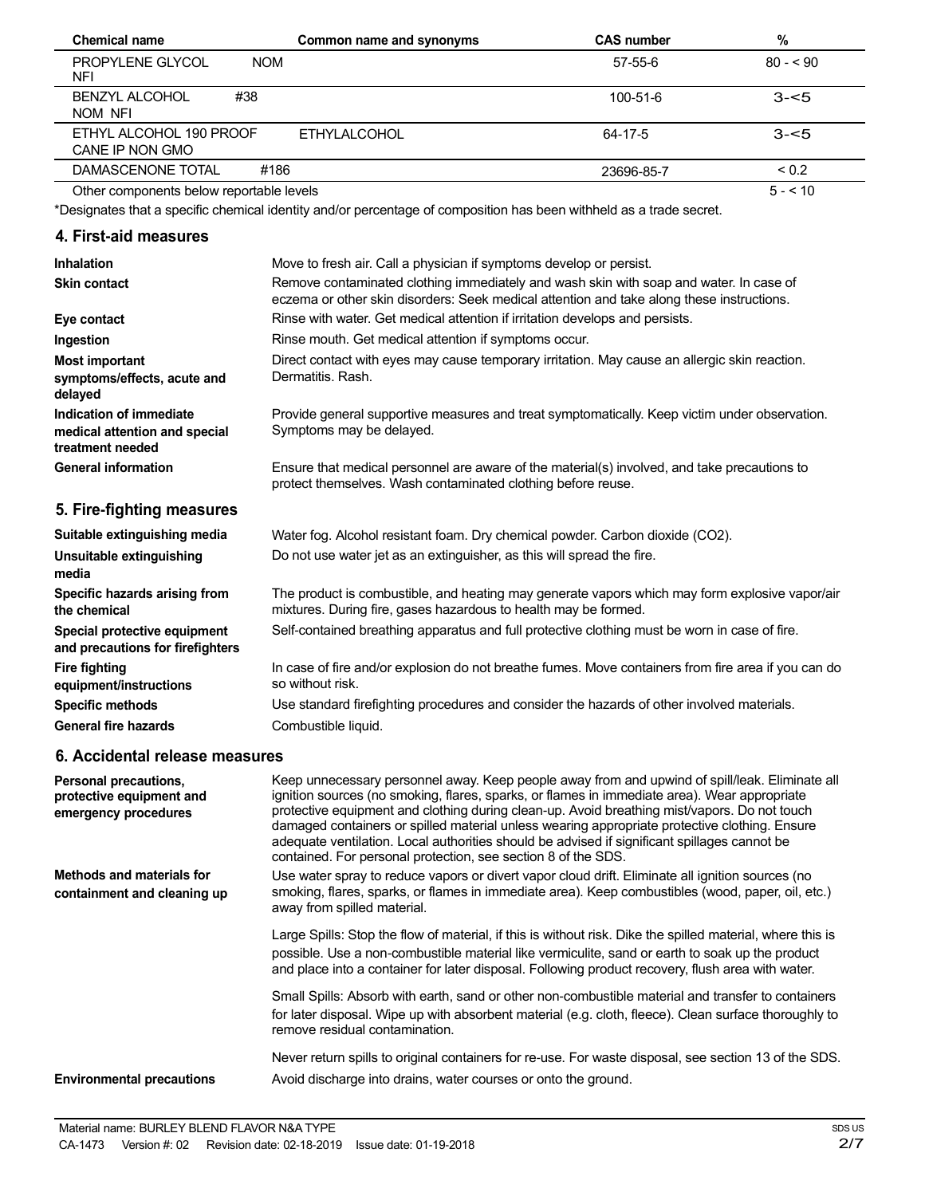| Chemical name | Common name and synonyms | CAS number | % |
| --- | --- | --- | --- |
| PROPYLENE GLYCOL NFI | NOM | 57-55-6 | 80 - < 90 |
| BENZYL ALCOHOL NOM NFI | #38 | 100-51-6 | 3-<5 |
| ETHYL ALCOHOL 190 PROOF CANE IP NON GMO | ETHYLALCOHOL | 64-17-5 | 3-<5 |
| DAMASCENONE TOTAL | #186 | 23696-85-7 | < 0.2 |
| Other components below reportable levels | | | 5 - < 10 |

*Designates that a specific chemical identity and/or percentage of composition has been withheld as a trade secret.

## 4. First-aid measures

**Inhalation**
Move to fresh air. Call a physician if symptoms develop or persist.

**Skin contact**
Remove contaminated clothing immediately and wash skin with soap and water. In case of eczema or other skin disorders: Seek medical attention and take along these instructions.

**Eye contact**
Rinse with water. Get medical attention if irritation develops and persists.

**Ingestion**
Rinse mouth. Get medical attention if symptoms occur.

**Most important symptoms/effects, acute and delayed**
Direct contact with eyes may cause temporary irritation. May cause an allergic skin reaction. Dermatitis. Rash.

**Indication of immediate medical attention and special treatment needed**
Provide general supportive measures and treat symptomatically. Keep victim under observation. Symptoms may be delayed.

**General information**
Ensure that medical personnel are aware of the material(s) involved, and take precautions to protect themselves. Wash contaminated clothing before reuse.

## 5. Fire-fighting measures

**Suitable extinguishing media**
Water fog. Alcohol resistant foam. Dry chemical powder. Carbon dioxide ($CO_2$).

**Unsuitable extinguishing media**
Do not use water jet as an extinguisher, as this will spread the fire.

**Specific hazards arising from the chemical**
The product is combustible, and heating may generate vapors which may form explosive vapor/air mixtures. During fire, gases hazardous to health may be formed.

**Special protective equipment and precautions for firefighters**
Self-contained breathing apparatus and full protective clothing must be worn in case of fire.

**Fire fighting equipment/instructions**
In case of fire and/or explosion do not breathe fumes. Move containers from fire area if you can do so without risk.

**Specific methods**
Use standard firefighting procedures and consider the hazards of other involved materials.

**General fire hazards**
Combustible liquid.

## 6. Accidental release measures

**Personal precautions, protective equipment and emergency procedures**
Keep unnecessary personnel away. Keep people away from and upwind of spill/leak. Eliminate all ignition sources (no smoking, flares, sparks, or flames in immediate area). Wear appropriate protective equipment and clothing during clean-up. Avoid breathing mist/vapors. Do not touch damaged containers or spilled material unless wearing appropriate protective clothing. Ensure adequate ventilation. Local authorities should be advised if significant spillages cannot be contained. For personal protection, see section 8 of the SDS.

**Methods and materials for containment and cleaning up**
Use water spray to reduce vapors or divert vapor cloud drift. Eliminate all ignition sources (no smoking, flares, sparks, or flames in immediate area). Keep combustibles (wood, paper, oil, etc.) away from spilled material.

Large Spills: Stop the flow of material, if this is without risk. Dike the spilled material, where this is possible. Use a non-combustible material like vermiculite, sand or earth to soak up the product and place into a container for later disposal. Following product recovery, flush area with water.

Small Spills: Absorb with earth, sand or other non-combustible material and transfer to containers for later disposal. Wipe up with absorbent material (e.g. cloth, fleece). Clean surface thoroughly to remove residual contamination.

Never return spills to original containers for re-use. For waste disposal, see section 13 of the SDS.

**Environmental precautions**
Avoid discharge into drains, water courses or onto the ground.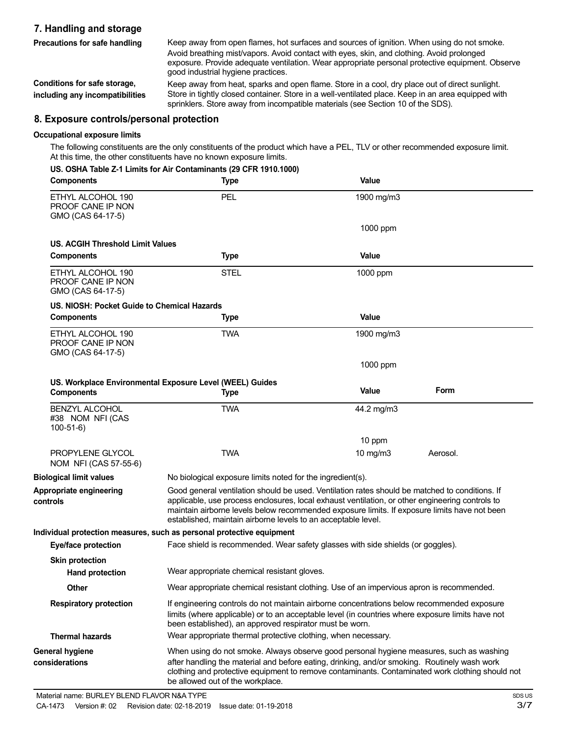## 7. Handling and storage

**Precautions for safe handling**

Keep away from open flames, hot surfaces and sources of ignition. When using do not smoke. Avoid breathing mist/vapors. Avoid contact with eyes, skin, and clothing. Avoid prolonged exposure. Provide adequate ventilation. Wear appropriate personal protective equipment. Observe good industrial hygiene practices.

**Conditions for safe storage, including any incompatibilities**

Keep away from heat, sparks and open flame. Store in a cool, dry place out of direct sunlight. Store in tightly closed container. Store in a well-ventilated place. Keep in an area equipped with sprinklers. Store away from incompatible materials (see Section 10 of the SDS).

## 8. Exposure controls/personal protection

**Occupational exposure limits**

The following constituents are the only constituents of the product which have a PEL, TLV or other recommended exposure limit. At this time, the other constituents have no known exposure limits.

**US. OSHA Table Z-1 Limits for Air Contaminants (29 CFR 1910.1000)**

| Components | Type | Value |
|---|---|---|
| ETHYL ALCOHOL 190 PROOF CANE IP NON GMO (CAS 64-17-5) | PEL | 1900 mg/m3 |
| | | 1000 ppm |

**US. ACGIH Threshold Limit Values**

| Components | Type | Value |
|---|---|---|
| ETHYL ALCOHOL 190 PROOF CANE IP NON GMO (CAS 64-17-5) | STEL | 1000 ppm |

**US. NIOSH: Pocket Guide to Chemical Hazards**

| Components | Type | Value |
|---|---|---|
| ETHYL ALCOHOL 190 PROOF CANE IP NON GMO (CAS 64-17-5) | TWA | 1900 mg/m3 |
| | | 1000 ppm |

**US. Workplace Environmental Exposure Level (WEEL) Guides**

| Components | Type | Value | Form |
|---|---|---|---|
| BENZYL ALCOHOL #38 NOM NFI (CAS 100-51-6) | TWA | 44.2 mg/m3 | |
| | | 10 ppm | |
| PROPYLENE GLYCOL NOM NFI (CAS 57-55-6) | TWA | 10 mg/m3 | Aerosol. |

**Biological limit values**

No biological exposure limits noted for the ingredient(s).

**Appropriate engineering controls**

Good general ventilation should be used. Ventilation rates should be matched to conditions. If applicable, use process enclosures, local exhaust ventilation, or other engineering controls to maintain airborne levels below recommended exposure limits. If exposure limits have not been established, maintain airborne levels to an acceptable level.

**Individual protection measures, such as personal protective equipment**

**Eye/face protection**

Face shield is recommended. Wear safety glasses with side shields (or goggles).

**Skin protection**

**Hand protection**

Wear appropriate chemical resistant gloves.

**Other**

Wear appropriate chemical resistant clothing. Use of an impervious apron is recommended.

**Respiratory protection**

If engineering controls do not maintain airborne concentrations below recommended exposure limits (where applicable) or to an acceptable level (in countries where exposure limits have not been established), an approved respirator must be worn.

**Thermal hazards**

Wear appropriate thermal protective clothing, when necessary.

**General hygiene considerations**

When using do not smoke. Always observe good personal hygiene measures, such as washing after handling the material and before eating, drinking, and/or smoking. Routinely wash work clothing and protective equipment to remove contaminants. Contaminated work clothing should not be allowed out of the workplace.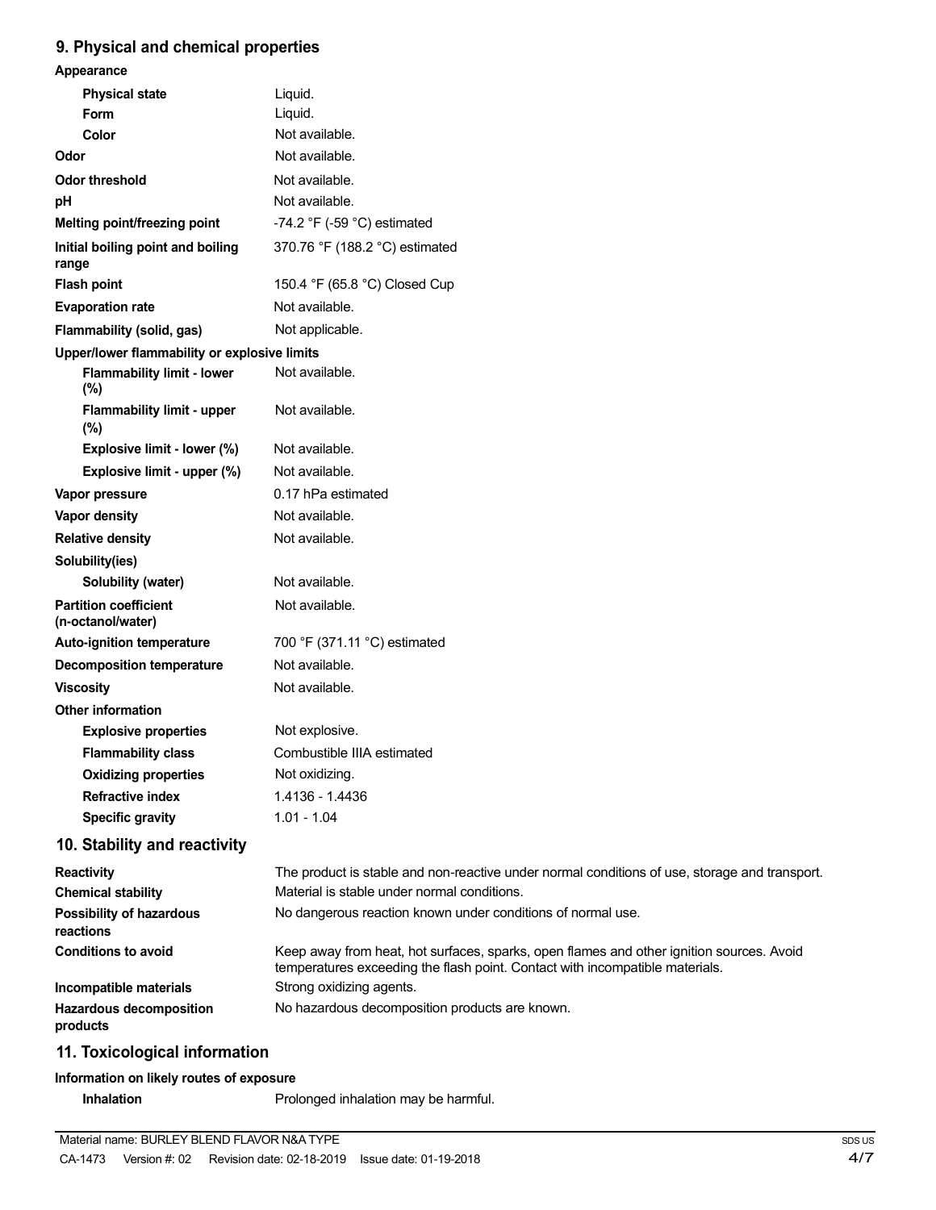## 9. Physical and chemical properties

**Appearance**

| | |
|---|---|
| **Physical state** | Liquid. |
| **Form** | Liquid. |
| **Color** | Not available. |
| **Odor** | Not available. |
| **Odor threshold** | Not available. |
| **pH** | Not available. |
| **Melting point/freezing point** | -74.2 °F (-59 °C) estimated |
| **Initial boiling point and boiling range** | 370.76 °F (188.2 °C) estimated |
| **Flash point** | 150.4 °F (65.8 °C) Closed Cup |
| **Evaporation rate** | Not available. |
| **Flammability (solid, gas)** | Not applicable. |

**Upper/lower flammability or explosive limits**

| | |
|---|---|
| **Flammability limit - lower (%)** | Not available. |
| **Flammability limit - upper (%)** | Not available. |
| **Explosive limit - lower (%)** | Not available. |
| **Explosive limit - upper (%)** | Not available. |
| **Vapor pressure** | 0.17 hPa estimated |
| **Vapor density** | Not available. |
| **Relative density** | Not available. |

**Solubility(ies)**

| | |
|---|---|
| **Solubility (water)** | Not available. |
| **Partition coefficient (n-octanol/water)** | Not available. |
| **Auto-ignition temperature** | 700 °F (371.11 °C) estimated |
| **Decomposition temperature** | Not available. |
| **Viscosity** | Not available. |

**Other information**

| | |
|---|---|
| **Explosive properties** | Not explosive. |
| **Flammability class** | Combustible IIIA estimated |
| **Oxidizing properties** | Not oxidizing. |
| **Refractive index** | 1.4136 - 1.4436 |
| **Specific gravity** | 1.01 - 1.04 |

## 10. Stability and reactivity

| | |
|---|---|
| **Reactivity** | The product is stable and non-reactive under normal conditions of use, storage and transport. |
| **Chemical stability** | Material is stable under normal conditions. |
| **Possibility of hazardous reactions** | No dangerous reaction known under conditions of normal use. |
| **Conditions to avoid** | Keep away from heat, hot surfaces, sparks, open flames and other ignition sources. Avoid temperatures exceeding the flash point. Contact with incompatible materials. |
| **Incompatible materials** | Strong oxidizing agents. |
| **Hazardous decomposition products** | No hazardous decomposition products are known. |

## 11. Toxicological information

**Information on likely routes of exposure**

| | |
|---|---|
| **Inhalation** | Prolonged inhalation may be harmful. |

Material name: BURLEY BLEND FLAVOR N&A TYPE

CA-1473 Version #: 02 Revision date: 02-18-2019 Issue date: 01-19-2018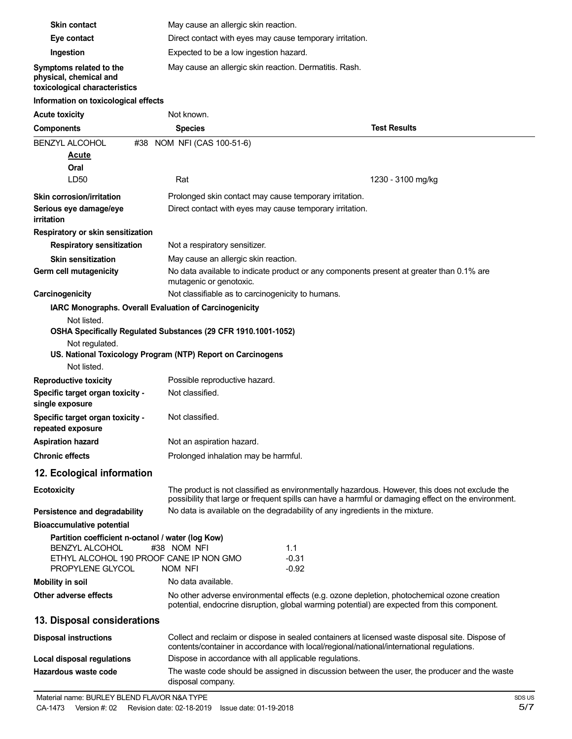| | |
|---|---|
| **Skin contact** | May cause an allergic skin reaction. |
| **Eye contact** | Direct contact with eyes may cause temporary irritation. |
| **Ingestion** | Expected to be a low ingestion hazard. |
| **Symptoms related to the physical, chemical and toxicological characteristics** | May cause an allergic skin reaction. Dermatitis. Rash. |

**Information on toxicological effects**

**Acute toxicity** Not known.

| Components | Species | Test Results |
|---|---|---|
| BENZYL ALCOHOL #38 NOM NFI (CAS 100-51-6) | | |
| ***Acute*** | | |
| **Oral** | | |
| LD50 | Rat | 1230 - 3100 mg/kg |

| | |
|---|---|
| **Skin corrosion/irritation** | Prolonged skin contact may cause temporary irritation. |
| **Serious eye damage/eye irritation** | Direct contact with eyes may cause temporary irritation. |

**Respiratory or skin sensitization**

| | |
|---|---|
| **Respiratory sensitization** | Not a respiratory sensitizer. |
| **Skin sensitization** | May cause an allergic skin reaction. |
| **Germ cell mutagenicity** | No data available to indicate product or any components present at greater than 0.1% are mutagenic or genotoxic. |
| **Carcinogenicity** | Not classifiable as to carcinogenicity to humans. |

**IARC Monographs. Overall Evaluation of Carcinogenicity**

Not listed.

**OSHA Specifically Regulated Substances (29 CFR 1910.1001-1052)**

Not regulated.

**US. National Toxicology Program (NTP) Report on Carcinogens**

Not listed.

| | |
|---|---|
| **Reproductive toxicity** | Possible reproductive hazard. |
| **Specific target organ toxicity - single exposure** | Not classified. |
| **Specific target organ toxicity - repeated exposure** | Not classified. |
| **Aspiration hazard** | Not an aspiration hazard. |
| **Chronic effects** | Prolonged inhalation may be harmful. |

## 12. Ecological information

| | |
|---|---|
| **Ecotoxicity** | The product is not classified as environmentally hazardous. However, this does not exclude the possibility that large or frequent spills can have a harmful or damaging effect on the environment. |
| **Persistence and degradability** | No data is available on the degradability of any ingredients in the mixture. |

**Bioaccumulative potential**

**Partition coefficient n-octanol / water (log Kow)**

| | |
|---|---|
| BENZYL ALCOHOL #38 NOM NFI | 1.1 |
| ETHYL ALCOHOL 190 PROOF CANE IP NON GMO | -0.31 |
| PROPYLENE GLYCOL NOM NFI | -0.92 |

| | |
|---|---|
| **Mobility in soil** | No data available. |
| **Other adverse effects** | No other adverse environmental effects (e.g. ozone depletion, photochemical ozone creation potential, endocrine disruption, global warming potential) are expected from this component. |

## 13. Disposal considerations

| | |
|---|---|
| **Disposal instructions** | Collect and reclaim or dispose in sealed containers at licensed waste disposal site. Dispose of contents/container in accordance with local/regional/national/international regulations. |
| **Local disposal regulations** | Dispose in accordance with all applicable regulations. |
| **Hazardous waste code** | The waste code should be assigned in discussion between the user, the producer and the waste disposal company. |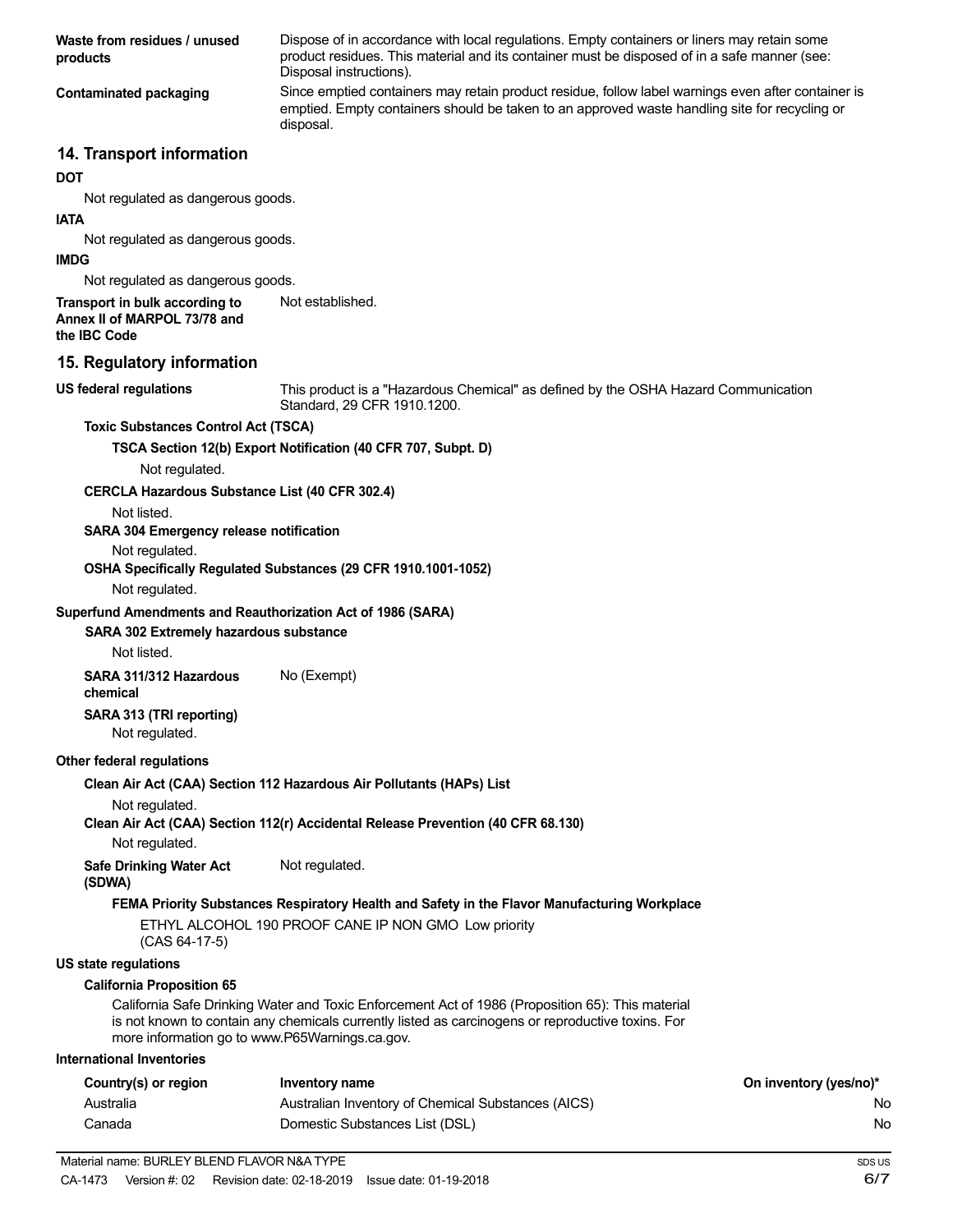**Waste from residues / unused products** Dispose of in accordance with local regulations. Empty containers or liners may retain some product residues. This material and its container must be disposed of in a safe manner (see: Disposal instructions).

**Contaminated packaging** Since emptied containers may retain product residue, follow label warnings even after container is emptied. Empty containers should be taken to an approved waste handling site for recycling or disposal.

## 14. Transport information

**DOT**

Not regulated as dangerous goods.

**IATA**

Not regulated as dangerous goods.

**IMDG**

Not regulated as dangerous goods.

**Transport in bulk according to Annex II of MARPOL 73/78 and the IBC Code** Not established.

## 15. Regulatory information

**US federal regulations** This product is a "Hazardous Chemical" as defined by the OSHA Hazard Communication Standard, 29 CFR 1910.1200.

**Toxic Substances Control Act (TSCA)**

**TSCA Section 12(b) Export Notification (40 CFR 707, Subpt. D)**

Not regulated.

**CERCLA Hazardous Substance List (40 CFR 302.4)**

Not listed.

**SARA 304 Emergency release notification**

Not regulated.

**OSHA Specifically Regulated Substances (29 CFR 1910.1001-1052)**

Not regulated.

**Superfund Amendments and Reauthorization Act of 1986 (SARA)**

**SARA 302 Extremely hazardous substance**

Not listed.

**SARA 311/312 Hazardous chemical** No (Exempt)

**SARA 313 (TRI reporting)**

Not regulated.

**Other federal regulations**

**Clean Air Act (CAA) Section 112 Hazardous Air Pollutants (HAPs) List**

Not regulated.

**Clean Air Act (CAA) Section 112(r) Accidental Release Prevention (40 CFR 68.130)**

Not regulated.

**Safe Drinking Water Act (SDWA)** Not regulated.

**FEMA Priority Substances Respiratory Health and Safety in the Flavor Manufacturing Workplace**

ETHYL ALCOHOL 190 PROOF CANE IP NON GMO Low priority (CAS 64-17-5)

**US state regulations**

**California Proposition 65**

California Safe Drinking Water and Toxic Enforcement Act of 1986 (Proposition 65): This material is not known to contain any chemicals currently listed as carcinogens or reproductive toxins. For more information go to www.P65Warnings.ca.gov.

**International Inventories**

| Country(s) or region | Inventory name | On inventory (yes/no)* |
|---|---|---|
| Australia | Australian Inventory of Chemical Substances (AICS) | No |
| Canada | Domestic Substances List (DSL) | No |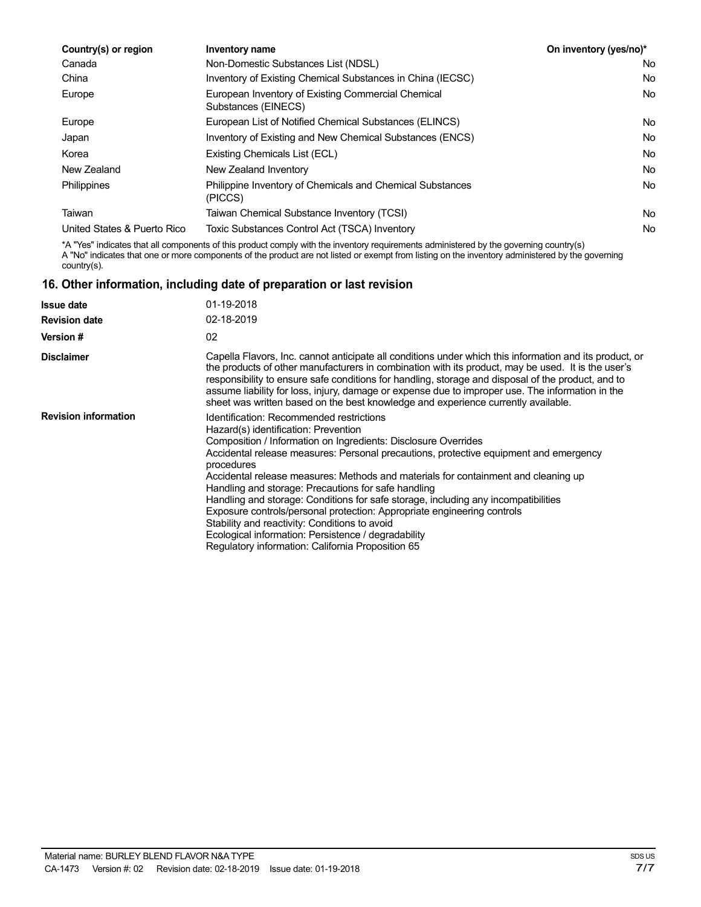| Country(s) or region | Inventory name | On inventory (yes/no)* |
|---|---|---|
| Canada | Non-Domestic Substances List (NDSL) | No |
| China | Inventory of Existing Chemical Substances in China (IECSC) | No |
| Europe | European Inventory of Existing Commercial Chemical Substances (EINECS) | No |
| Europe | European List of Notified Chemical Substances (ELINCS) | No |
| Japan | Inventory of Existing and New Chemical Substances (ENCS) | No |
| Korea | Existing Chemicals List (ECL) | No |
| New Zealand | New Zealand Inventory | No |
| Philippines | Philippine Inventory of Chemicals and Chemical Substances (PICCS) | No |
| Taiwan | Taiwan Chemical Substance Inventory (TCSI) | No |
| United States & Puerto Rico | Toxic Substances Control Act (TSCA) Inventory | No |

*A "Yes" indicates that all components of this product comply with the inventory requirements administered by the governing country(s)
A "No" indicates that one or more components of the product are not listed or exempt from listing on the inventory administered by the governing country(s).

## 16. Other information, including date of preparation or last revision

**Issue date** 01-19-2018

**Revision date** 02-18-2019

**Version #** 02

**Disclaimer** Capella Flavors, Inc. cannot anticipate all conditions under which this information and its product, or the products of other manufacturers in combination with its product, may be used. It is the user's responsibility to ensure safe conditions for handling, storage and disposal of the product, and to assume liability for loss, injury, damage or expense due to improper use. The information in the sheet was written based on the best knowledge and experience currently available.

**Revision information**
Identification: Recommended restrictions
Hazard(s) identification: Prevention
Composition / Information on Ingredients: Disclosure Overrides
Accidental release measures: Personal precautions, protective equipment and emergency procedures
Accidental release measures: Methods and materials for containment and cleaning up
Handling and storage: Precautions for safe handling
Handling and storage: Conditions for safe storage, including any incompatibilities
Exposure controls/personal protection: Appropriate engineering controls
Stability and reactivity: Conditions to avoid
Ecological information: Persistence / degradability
Regulatory information: California Proposition 65